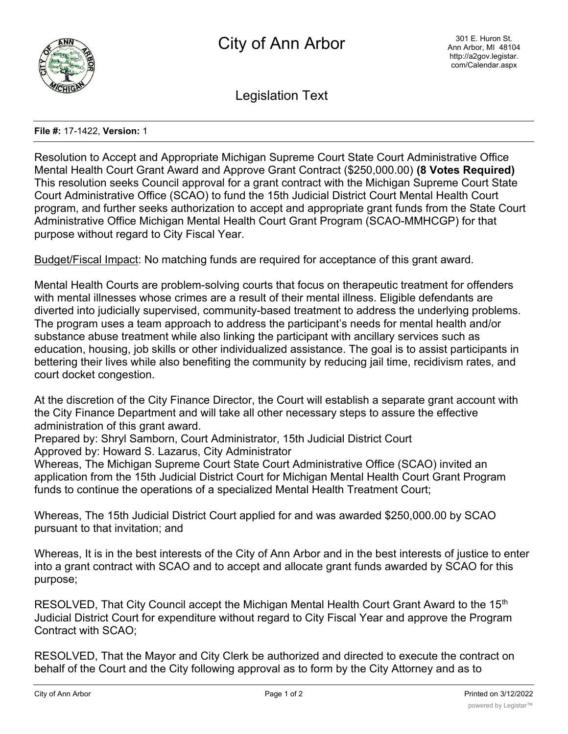# City of Ann Arbor

301 E. Huron St.
Ann Arbor, MI 48104
http://a2gov.legistar.com/Calendar.aspx

Legislation Text

**File #:** 17-1422, **Version:** 1

Resolution to Accept and Appropriate Michigan Supreme Court State Court Administrative Office Mental Health Court Grant Award and Approve Grant Contract ($250,000.00) **(8 Votes Required)**
This resolution seeks Council approval for a grant contract with the Michigan Supreme Court State Court Administrative Office (SCAO) to fund the 15th Judicial District Court Mental Health Court program, and further seeks authorization to accept and appropriate grant funds from the State Court Administrative Office Michigan Mental Health Court Grant Program (SCAO-MMHCGP) for that purpose without regard to City Fiscal Year.

Budget/Fiscal Impact: No matching funds are required for acceptance of this grant award.

Mental Health Courts are problem-solving courts that focus on therapeutic treatment for offenders with mental illnesses whose crimes are a result of their mental illness. Eligible defendants are diverted into judicially supervised, community-based treatment to address the underlying problems. The program uses a team approach to address the participant's needs for mental health and/or substance abuse treatment while also linking the participant with ancillary services such as education, housing, job skills or other individualized assistance. The goal is to assist participants in bettering their lives while also benefiting the community by reducing jail time, recidivism rates, and court docket congestion.

At the discretion of the City Finance Director, the Court will establish a separate grant account with the City Finance Department and will take all other necessary steps to assure the effective administration of this grant award.
Prepared by: Shryl Samborn, Court Administrator, 15th Judicial District Court
Approved by: Howard S. Lazarus, City Administrator
Whereas, The Michigan Supreme Court State Court Administrative Office (SCAO) invited an application from the 15th Judicial District Court for Michigan Mental Health Court Grant Program funds to continue the operations of a specialized Mental Health Treatment Court;

Whereas, The 15th Judicial District Court applied for and was awarded $250,000.00 by SCAO pursuant to that invitation; and

Whereas, It is in the best interests of the City of Ann Arbor and in the best interests of justice to enter into a grant contract with SCAO and to accept and allocate grant funds awarded by SCAO for this purpose;

RESOLVED, That City Council accept the Michigan Mental Health Court Grant Award to the 15th Judicial District Court for expenditure without regard to City Fiscal Year and approve the Program Contract with SCAO;

RESOLVED, That the Mayor and City Clerk be authorized and directed to execute the contract on behalf of the Court and the City following approval as to form by the City Attorney and as to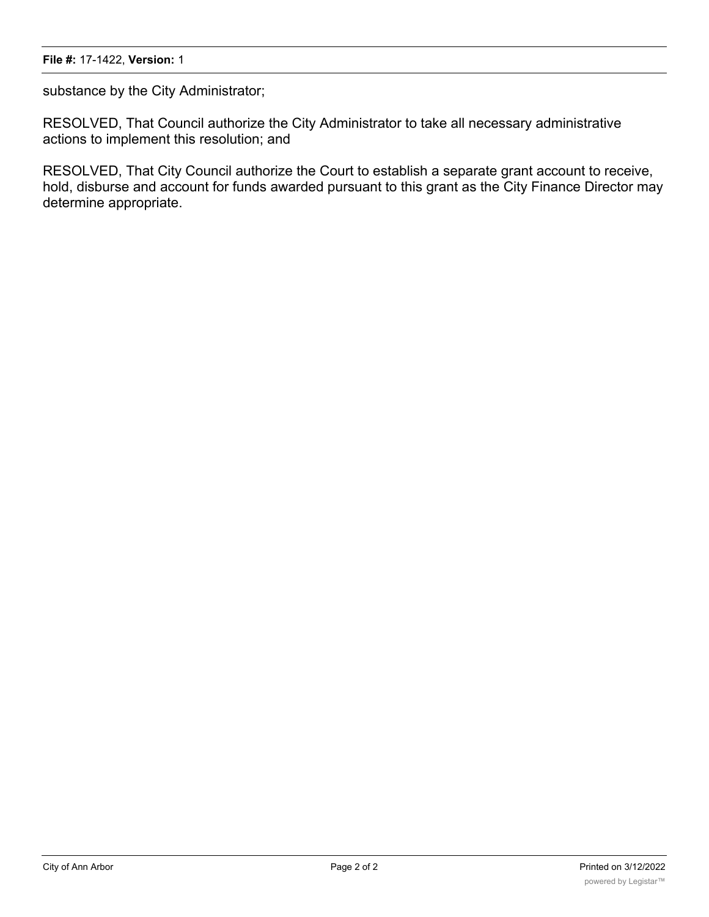substance by the City Administrator;

RESOLVED, That Council authorize the City Administrator to take all necessary administrative actions to implement this resolution; and

RESOLVED, That City Council authorize the Court to establish a separate grant account to receive, hold, disburse and account for funds awarded pursuant to this grant as the City Finance Director may determine appropriate.